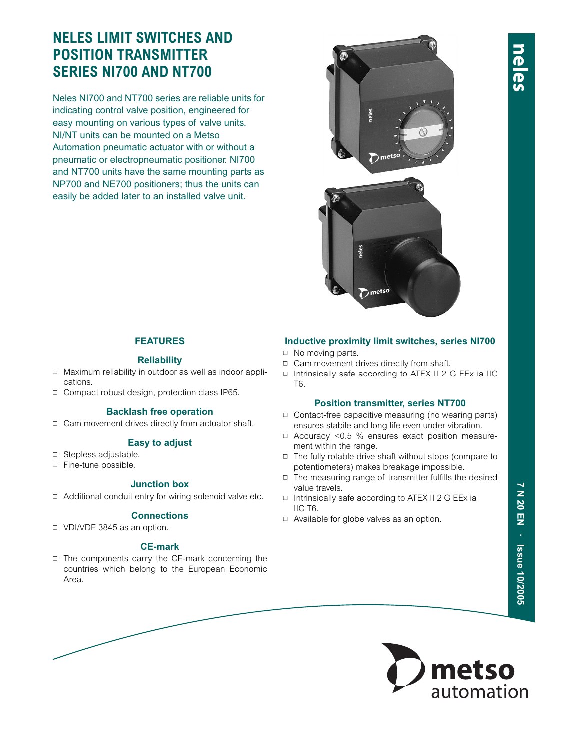# NELES LIMIT SWITCHES AND POSITION TRANSMITTER SERIES NI700 AND NT700

Neles NI700 and NT700 series are reliable units for indicating control valve position, engineered for easy mounting on various types of valve units. NI/NT units can be mounted on a Metso Automation pneumatic actuator with or without a pneumatic or electropneumatic positioner. NI700 and NT700 units have the same mounting parts as NP700 and NE700 positioners; thus the units can easily be added later to an installed valve unit.

## FEATURES

### Reliability

- Maximum reliability in outdoor as well as indoor applications.
- Compact robust design, protection class IP65.

### Backlash free operation

- Cam movement drives directly from actuator shaft.

### Easy to adjust

- Stepless adjustable.
- Fine-tune possible.

### Junction box

- Additional conduit entry for wiring solenoid valve etc.

### Connections

- VDI/VDE 3845 as an option.

### CE-mark

- The components carry the CE-mark concerning the countries which belong to the European Economic Area.

### Inductive proximity limit switches, series NI700

- No moving parts.
- Cam movement drives directly from shaft.
- Intrinsically safe according to ATEX II 2 G EEx ia IIC T6.

### Position transmitter, series NT700

- Contact-free capacitive measuring (no wearing parts) ensures stabile and long life even under vibration.
- Accuracy <0.5 % ensures exact position measurement within the range.
- The fully rotable drive shaft without stops (compare to potentiometers) makes breakage impossible.
- The measuring range of transmitter fulfills the desired value travels.
- Intrinsically safe according to ATEX II 2 G EEx ia IIC T6.
- Available for globe valves as an option.

7 N 20 EN · Issue 10/2005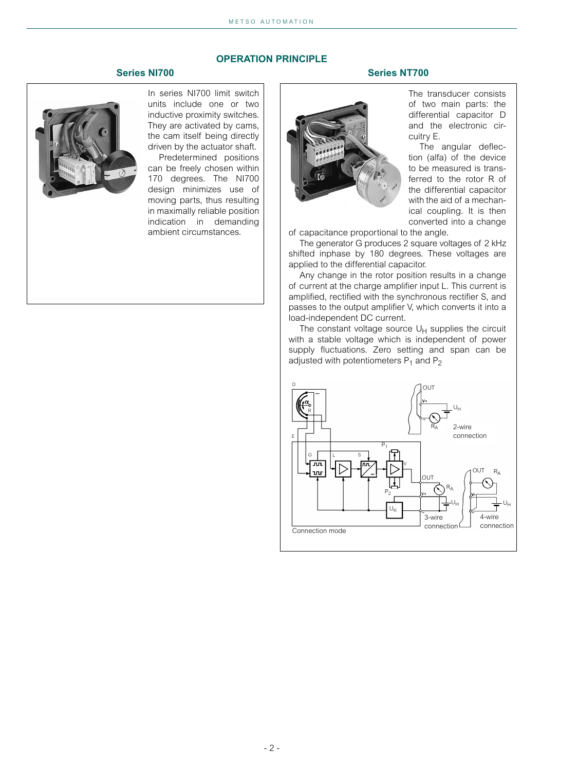## OPERATION PRINCIPLE

### Series NI700

In series NI700 limit switch units include one or two inductive proximity switches. They are activated by cams, the cam itself being directly driven by the actuator shaft.

Predetermined positions can be freely chosen within 170 degrees. The NI700 design minimizes use of moving parts, thus resulting in maximally reliable position indication in demanding ambient circumstances.

### Series NT700

The transducer consists of two main parts: the differential capacitor D and the electronic circuitry E.

The angular deflection (alfa) of the device to be measured is transferred to the rotor R of the differential capacitor with the aid of a mechanical coupling. It is then converted into a change of capacitance proportional to the angle.

The generator G produces 2 square voltages of 2 kHz shifted inphase by 180 degrees. These voltages are applied to the differential capacitor.

Any change in the rotor position results in a change of current at the charge amplifier input L. This current is amplified, rectified with the synchronous rectifier S, and passes to the output amplifier V, which converts it into a load-independent DC current.

The constant voltage source $U_H$ supplies the circuit with a stable voltage which is independent of power supply fluctuations. Zero setting and span can be adjusted with potentiometers $P_1$ and $P_2$

D

E

G

L

S

$P_1$

$P_2$

V

$U_K$

OUT

$R_A$

$U_H$

2-wire connection

3-wire connection

4-wire connection

Connection mode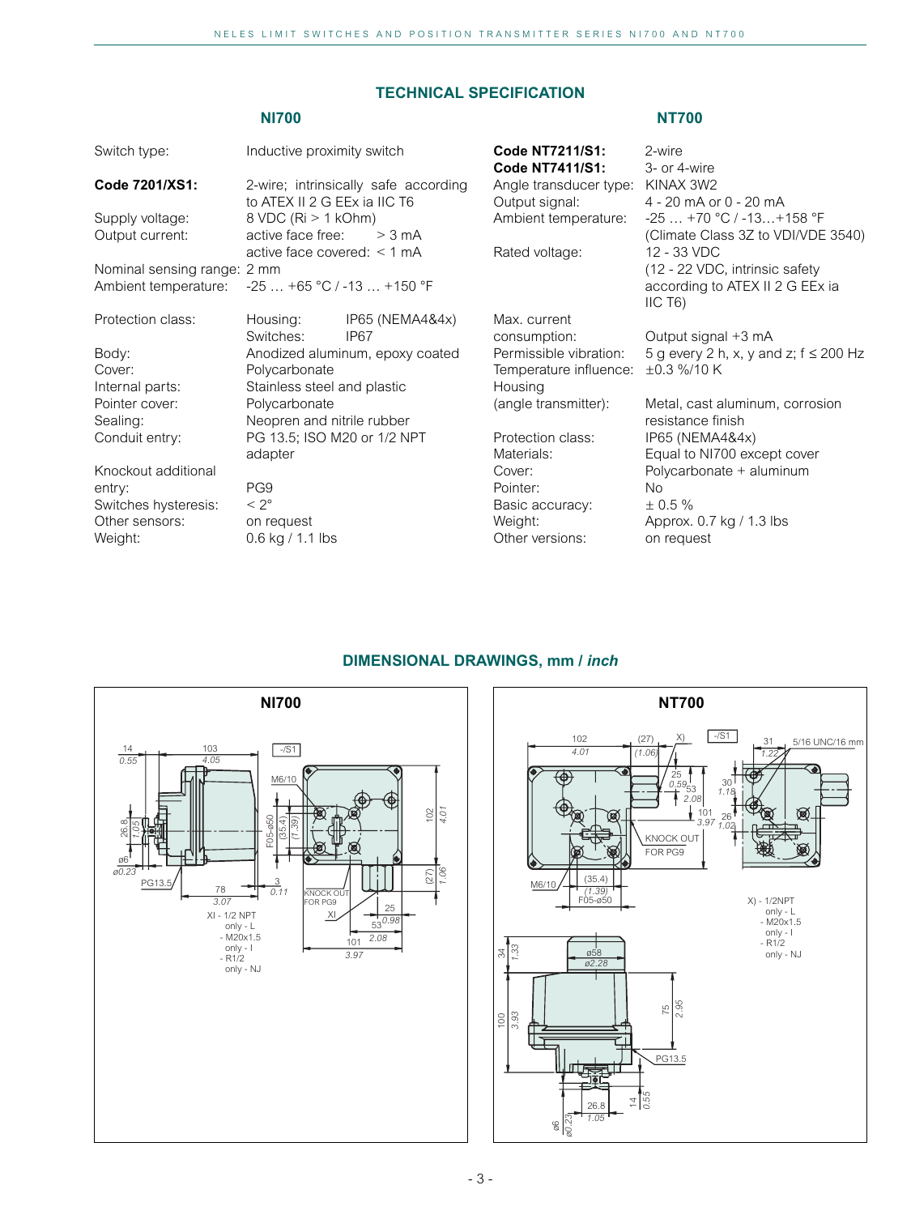## TECHNICAL SPECIFICATION

### NI700

| | |
|---|---|
| Switch type: | Inductive proximity switch |
| **Code 7201/XS1:** | 2-wire; intrinsically safe according to ATEX II 2 G EEx ia IIC T6 |
| Supply voltage: | 8 VDC (Ri > 1 kOhm) |
| Output current: | active face free: > 3 mA<br>active face covered: < 1 mA |
| Nominal sensing range: | 2 mm |
| Ambient temperature: | -25 … +65 °C / -13 … +150 °F |
| Protection class: | Housing: IP65 (NEMA4&4x)<br>Switches: IP67 |
| Body: | Anodized aluminum, epoxy coated |
| Cover: | Polycarbonate |
| Internal parts: | Stainless steel and plastic |
| Pointer cover: | Polycarbonate |
| Sealing: | Neopren and nitrile rubber |
| Conduit entry: | PG 13.5; ISO M20 or 1/2 NPT adapter |
| Knockout additional entry: | PG9 |
| Switches hysteresis: | < 2° |
| Other sensors: | on request |
| Weight: | 0.6 kg / 1.1 lbs |

### NT700

| | |
|---|---|
| **Code NT7211/S1:** | 2-wire |
| **Code NT7411/S1:** | 3- or 4-wire |
| Angle transducer type: | KINAX 3W2 |
| Output signal: | 4 - 20 mA or 0 - 20 mA |
| Ambient temperature: | -25 … +70 °C / -13…+158 °F (Climate Class 3Z to VDI/VDE 3540) |
| Rated voltage: | 12 - 33 VDC (12 - 22 VDC, intrinsic safety according to ATEX II 2 G EEx ia IIC T6) |
| Max. current consumption: | Output signal +3 mA |
| Permissible vibration: | 5 g every 2 h, x, y and z; f ≤ 200 Hz |
| Temperature influence: | ±0.3 %/10 K |
| Housing (angle transmitter): | Metal, cast aluminum, corrosion resistance finish |
| Protection class: | IP65 (NEMA4&4x) |
| Materials: | Equal to NI700 except cover |
| Cover: | Polycarbonate + aluminum |
| Pointer: | No |
| Basic accuracy: | ± 0.5 % |
| Weight: | Approx. 0.7 kg / 1.3 lbs |
| Other versions: | on request |

## DIMENSIONAL DRAWINGS, mm / *inch*

### NI700

14 *0.55*
103 *4.05*
-/S1
M6/10
26.8 *1.05*
ø6 *ø0.23*
PG13.5
78 *3.07*
3 *0.11*
F05-ø50
(35.4) *(1.39)*
102 *4.01*
(27) *1.06*
KNOCK OUT FOR PG9
XI
25 *0.98*
53 *2.08*
101 *3.97*

XI - 1/2 NPT only - L
- M20x1.5 only - I
- R1/2 only - NJ

### NT700

102 *4.01*
(27) *(1.06)*
X)
-/S1
31 *1.22*
5/16 UNC/16 mm
25 *0.59*
53 *2.08*
30 *1.18*
101 *3.97*
26 *1.02*
KNOCK OUT FOR PG9
M6/10
(35.4) *(1.39)*
F05-ø50
34 *1.33*
ø58 *ø2.28*
100 *3.93*
75 *2.95*
PG13.5
26.8 *1.05*
14 *0.55*
ø6 *ø0.23*

X) - 1/2NPT only - L
- M20x1.5 only - I
- R1/2 only - NJ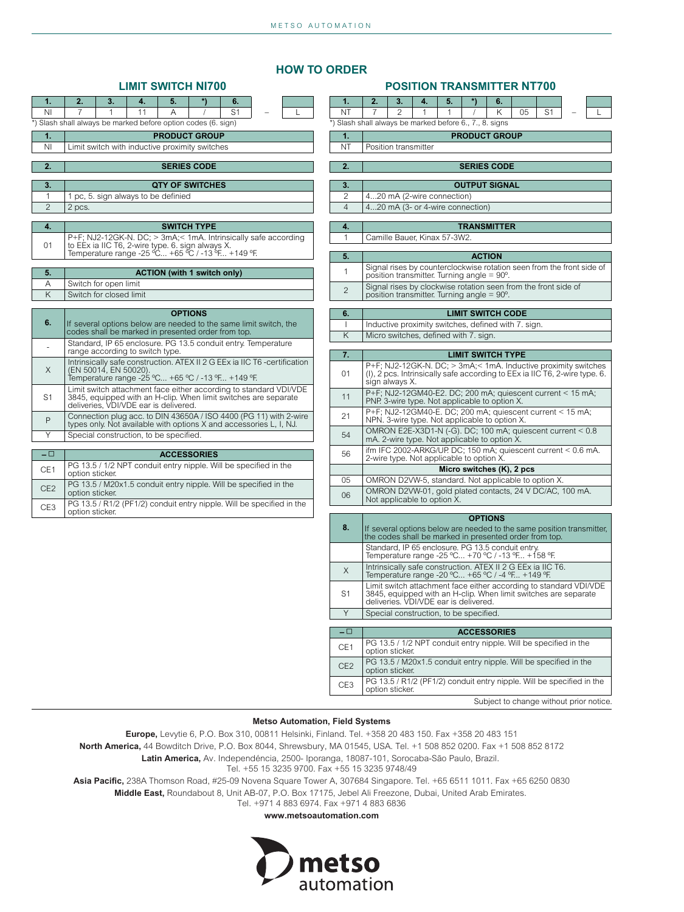# HOW TO ORDER

## LIMIT SWITCH NI700

| 1. | 2. | 3. | 4. | 5. | *) | 6. | | |
|---|---|---|---|---|---|---|---|---|
| NI | 7 | 1 | 11 | A | / | S1 | – | L |

*) Slash shall always be marked before option codes (6. sign)

| 1. | PRODUCT GROUP |
|---|---|
| NI | Limit switch with inductive proximity switches |

| 2. | SERIES CODE |
|---|---|

| 3. | QTY OF SWITCHES |
|---|---|
| 1 | 1 pc, 5. sign always to be definied |
| 2 | 2 pcs. |

| 4. | SWITCH TYPE |
|---|---|
| 01 | P+F; NJ2-12GK-N. DC; > 3mA;< 1mA. Intrinsically safe according to EEx ia IIC T6, 2-wire type. 6. sign always X. Temperature range -25 ºC... +65 ºC / -13 ºF... +149 ºF. |

| 5. | ACTION (with 1 switch only) |
|---|---|
| A | Switch for open limit |
| K | Switch for closed limit |

| 6. | OPTIONS<br>If several options below are needed to the same limit switch, the codes shall be marked in presented order from top. |
|---|---|
| - | Standard, IP 65 enclosure. PG 13.5 conduit entry. Temperature range according to switch type. |
| X | Intrinsically safe construction. ATEX II 2 G EEx ia IIC T6 -certification (EN 50014, EN 50020). Temperature range -25 ºC... +65 ºC / -13 ºF... +149 ºF. |
| S1 | Limit switch attachment face either according to standard VDI/VDE 3845, equipped with an H-clip. When limit switches are separate deliveries, VDI/VDE ear is delivered. |
| P | Connection plug acc. to DIN 43650A / ISO 4400 (PG 11) with 2-wire types only. Not available with options X and accessories L, I, NJ. |
| Y | Special construction, to be specified. |

| – □ | ACCESSORIES |
|---|---|
| CE1 | PG 13.5 / 1/2 NPT conduit entry nipple. Will be specified in the option sticker. |
| CE2 | PG 13.5 / M20x1.5 conduit entry nipple. Will be specified in the option sticker. |
| CE3 | PG 13.5 / R1/2 (PF1/2) conduit entry nipple. Will be specified in the option sticker. |

## POSITION TRANSMITTER NT700

| 1. | 2. | 3. | 4. | 5. | *) | 6. | | | | |
|---|---|---|---|---|---|---|---|---|---|---|
| NT | 7 | 2 | 1 | 1 | / | K | 05 | S1 | – | L |

*) Slash shall always be marked before 6., 7., 8. signs

| 1. | PRODUCT GROUP |
|---|---|
| NT | Position transmitter |

| 2. | SERIES CODE |
|---|---|

| 3. | OUTPUT SIGNAL |
|---|---|
| 2 | 4...20 mA (2-wire connection) |
| 4 | 4...20 mA (3- or 4-wire connection) |

| 4. | TRANSMITTER |
|---|---|
| 1 | Camille Bauer, Kinax 57-3W2. |

| 5. | ACTION |
|---|---|
| 1 | Signal rises by counterclockwise rotation seen from the front side of position transmitter. Turning angle = 90º. |
| 2 | Signal rises by clockwise rotation seen from the front side of position transmitter. Turning angle = 90º. |

| 6. | LIMIT SWITCH CODE |
|---|---|
| I | Inductive proximity switches, defined with 7. sign. |
| K | Micro switches, defined with 7. sign. |

| 7. | LIMIT SWITCH TYPE |
|---|---|
| 01 | P+F; NJ2-12GK-N. DC; > 3mA;< 1mA. Inductive proximity switches (I), 2 pcs. Intrinsically safe according to EEx ia IIC T6, 2-wire type. 6. sign always X. |
| 11 | P+F; NJ2-12GM40-E2. DC; 200 mA; quiescent current < 15 mA; PNP. 3-wire type. Not applicable to option X. |
| 21 | P+F; NJ2-12GM40-E. DC; 200 mA; quiescent current < 15 mA; NPN. 3-wire type. Not applicable to option X. |
| 54 | OMRON E2E-X3D1-N (-G). DC; 100 mA; quiescent current < 0.8 mA. 2-wire type. Not applicable to option X. |
| 56 | ifm IFC 2002-ARKG/UP. DC; 150 mA; quiescent current < 0.6 mA. 2-wire type. Not applicable to option X. |
| | **Micro switches (K), 2 pcs** |
| 05 | OMRON D2VW-5, standard. Not applicable to option X. |
| 06 | OMRON D2VW-01, gold plated contacts, 24 V DC/AC, 100 mA. Not applicable to option X. |

| 8. | OPTIONS<br>If several options below are needed to the same position transmitter, the codes shall be marked in presented order from top. |
|---|---|
| | Standard, IP 65 enclosure. PG 13.5 conduit entry. Temperature range -25 ºC... +70 ºC / -13 ºF... +158 ºF. |
| X | Intrinsically safe construction. ATEX II 2 G EEx ia IIC T6. Temperature range -20 ºC... +65 ºC / -4 ºF... +149 ºF. |
| S1 | Limit switch attachment face either according to standard VDI/VDE 3845, equipped with an H-clip. When limit switches are separate deliveries, VDI/VDE ear is delivered. |
| Y | Special construction, to be specified. |

| – □ | ACCESSORIES |
|---|---|
| CE1 | PG 13.5 / 1/2 NPT conduit entry nipple. Will be specified in the option sticker. |
| CE2 | PG 13.5 / M20x1.5 conduit entry nipple. Will be specified in the option sticker. |
| CE3 | PG 13.5 / R1/2 (PF1/2) conduit entry nipple. Will be specified in the option sticker. |

Subject to change without prior notice.

**Metso Automation, Field Systems**

**Europe,** Levytie 6, P.O. Box 310, 00811 Helsinki, Finland. Tel. +358 20 483 150. Fax +358 20 483 151

**North America,** 44 Bowditch Drive, P.O. Box 8044, Shrewsbury, MA 01545, USA. Tel. +1 508 852 0200. Fax +1 508 852 8172

**Latin America,** Av. Independência, 2500- Iporanga, 18087-101, Sorocaba-São Paulo, Brazil. Tel. +55 15 3235 9700. Fax +55 15 3235 9748/49

**Asia Pacific,** 238A Thomson Road, #25-09 Novena Square Tower A, 307684 Singapore. Tel. +65 6511 1011. Fax +65 6250 0830

**Middle East,** Roundabout 8, Unit AB-07, P.O. Box 17175, Jebel Ali Freezone, Dubai, United Arab Emirates. Tel. +971 4 883 6974. Fax +971 4 883 6836

**www.metsoautomation.com**

metso automation